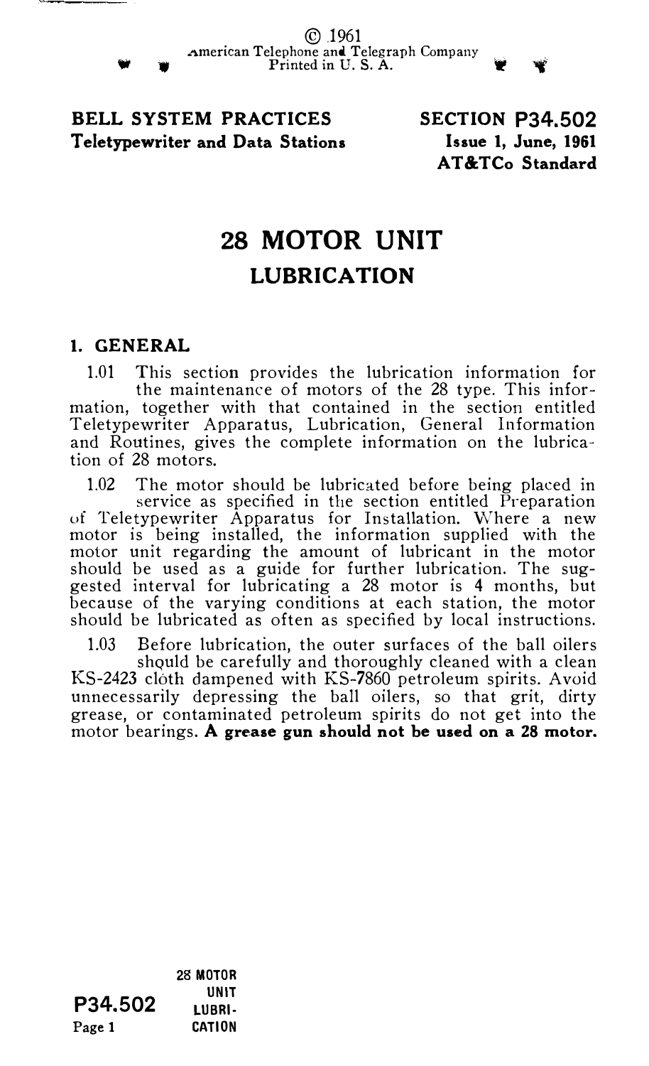© 1961
American Telephone and Telegraph Company
Printed in U. S. A.

**BELL SYSTEM PRACTICES**
**Teletypewriter and Data Stations**

**SECTION P34.502**
**Issue 1, June, 1961**
**AT&TCo Standard**

# 28 MOTOR UNIT

## LUBRICATION

### 1. GENERAL

1.01 This section provides the lubrication information for the maintenance of motors of the 28 type. This information, together with that contained in the section entitled Teletypewriter Apparatus, Lubrication, General Information and Routines, gives the complete information on the lubrication of 28 motors.

1.02 The motor should be lubricated before being placed in service as specified in the section entitled Preparation of Teletypewriter Apparatus for Installation. Where a new motor is being installed, the information supplied with the motor unit regarding the amount of lubricant in the motor should be used as a guide for further lubrication. The suggested interval for lubricating a 28 motor is 4 months, but because of the varying conditions at each station, the motor should be lubricated as often as specified by local instructions.

1.03 Before lubrication, the outer surfaces of the ball oilers should be carefully and thoroughly cleaned with a clean KS-2423 cloth dampened with KS-7860 petroleum spirits. Avoid unnecessarily depressing the ball oilers, so that grit, dirty grease, or contaminated petroleum spirits do not get into the motor bearings. **A grease gun should not be used on a 28 motor.**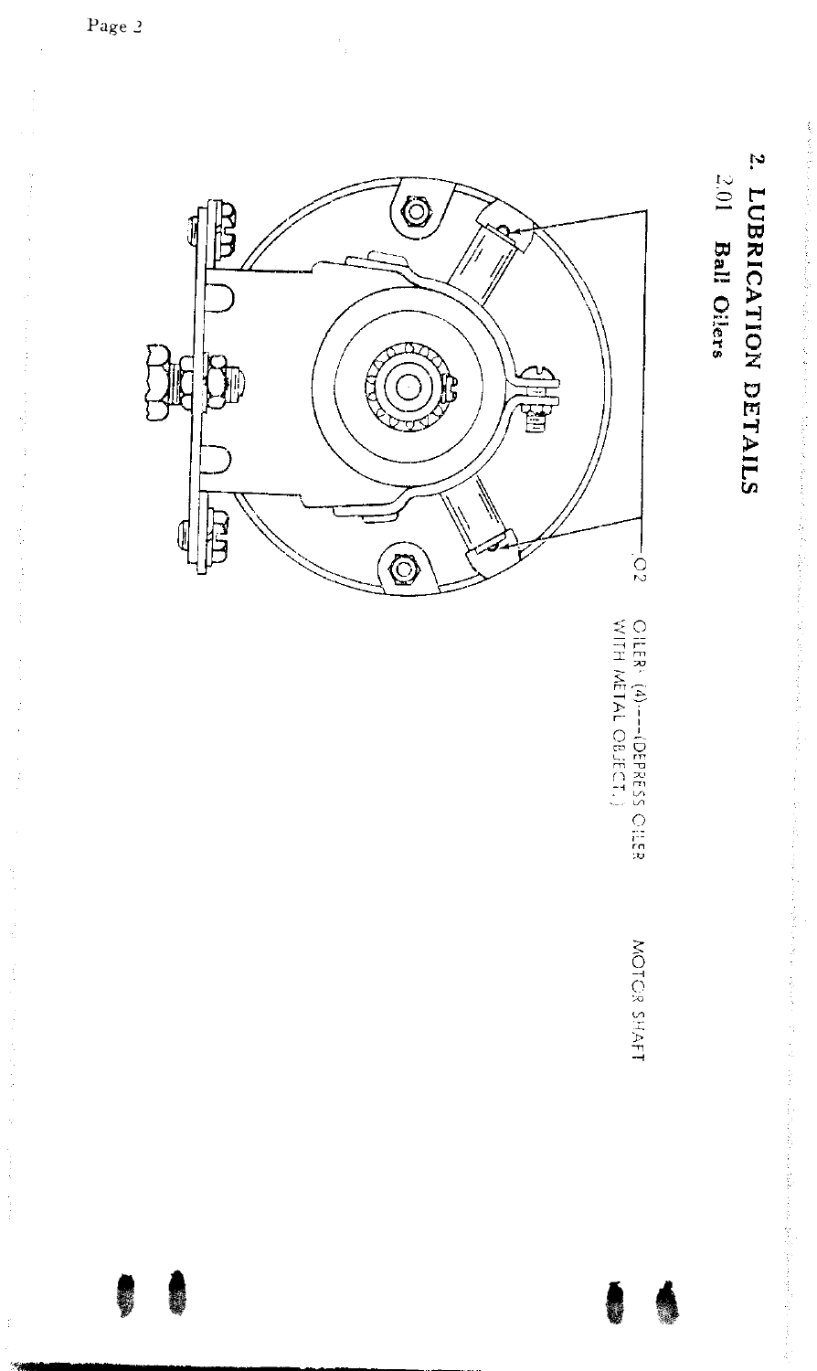## 2. LUBRICATION DETAILS

### 2.01 Ball Oilers

O2

OILERS (4)—(DEPRESS OILER WITH METAL OBJECT.)

MOTOR SHAFT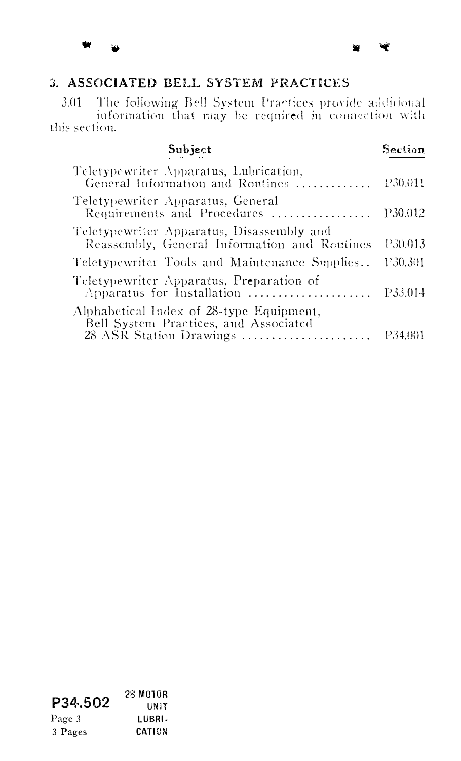## 3. ASSOCIATED BELL SYSTEM PRACTICES

3.01 The following Bell System Practices provide additional information that may be required in connection with this section.

| Subject | Section |
|---|---|
| Teletypewriter Apparatus, Lubrication, General Information and Routines | P30.011 |
| Teletypewriter Apparatus, General Requirements and Procedures | P30.012 |
| Teletypewriter Apparatus, Disassembly and Reassembly, General Information and Routines | P30.013 |
| Teletypewriter Tools and Maintenance Supplies | P30.301 |
| Teletypewriter Apparatus, Preparation of Apparatus for Installation | P33.014 |
| Alphabetical Index of 28-type Equipment, Bell System Practices, and Associated 28 ASR Station Drawings | P34.001 |